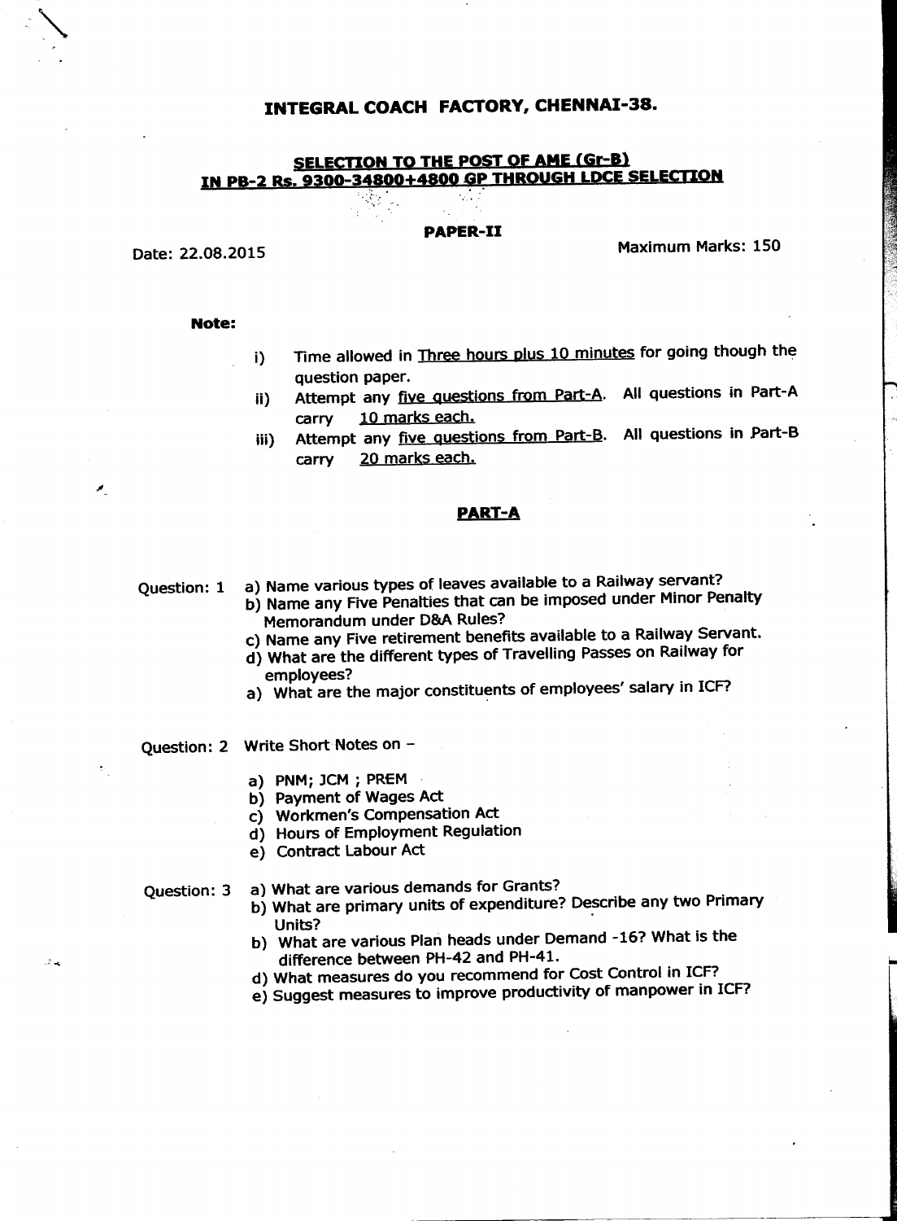# INTEGRAL COACH FACTORY, CHENNAI-38.

## SELECTION TO THE POST OF AME (Gr-B) IN PB-2 Rs. 9300-34800+4800 GP THROUGH LDCE SELECTION

**PAPER-II**

Date: 22.08.2015

Maximum Marks: 150

**Note:**

- i) Time allowed in Three hours plus 10 minutes for going though the question paper.
- ii) Attempt any five questions from Part-A. All questions in Part-A carry 10 marks each.
- iii) Attempt any five questions from Part-B. All questions in Part-B carry 20 marks each.

### PART-A

Question: 1

a) Name various types of leaves available to a Railway servant?

b) Name any Five Penalties that can be imposed under Minor Penalty Memorandum under D&A Rules?

c) Name any Five retirement benefits available to a Railway Servant.

d) What are the different types of Travelling Passes on Railway for employees?

a) What are the major constituents of employees' salary in ICF?

Question: 2 Write Short Notes on –

a) PNM; JCM ; PREM

b) Payment of Wages Act

c) Workmen's Compensation Act

d) Hours of Employment Regulation

e) Contract Labour Act

Question: 3

a) What are various demands for Grants?

b) What are primary units of expenditure? Describe any two Primary Units?

b) What are various Plan heads under Demand -16? What is the difference between PH-42 and PH-41.

d) What measures do you recommend for Cost Control in ICF?

e) Suggest measures to improve productivity of manpower in ICF?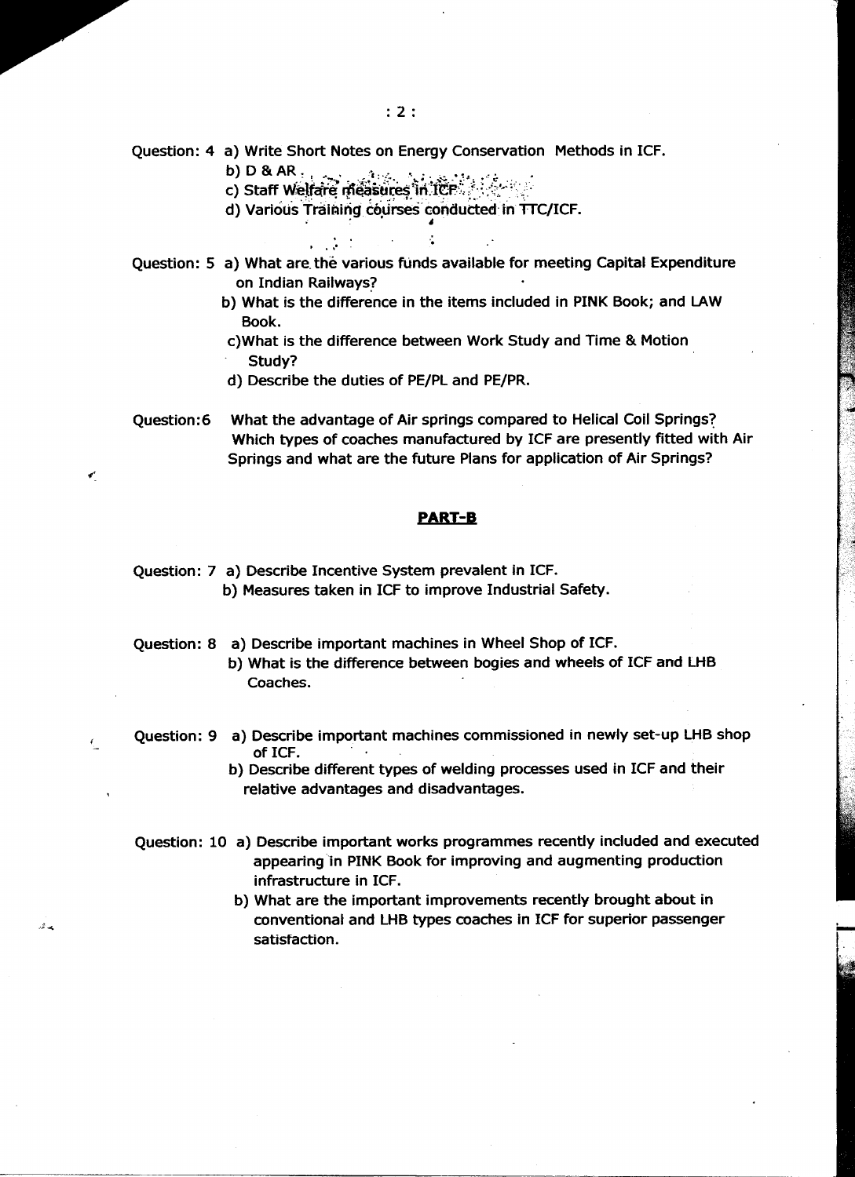Question: 4 a) Write Short Notes on Energy Conservation Methods in ICF.

b) D & AR.

c) Staff Welfare measures in ICF.

d) Various Training courses conducted in TTC/ICF.

Question: 5 a) What are the various funds available for meeting Capital Expenditure on Indian Railways?

b) What is the difference in the items included in PINK Book; and LAW Book.

c) What is the difference between Work Study and Time & Motion Study?

d) Describe the duties of PE/PL and PE/PR.

Question:6 What the advantage of Air springs compared to Helical Coil Springs? Which types of coaches manufactured by ICF are presently fitted with Air Springs and what are the future Plans for application of Air Springs?

## PART-B

Question: 7 a) Describe Incentive System prevalent in ICF.

b) Measures taken in ICF to improve Industrial Safety.

Question: 8 a) Describe important machines in Wheel Shop of ICF.

b) What is the difference between bogies and wheels of ICF and LHB Coaches.

Question: 9 a) Describe important machines commissioned in newly set-up LHB shop of ICF.

b) Describe different types of welding processes used in ICF and their relative advantages and disadvantages.

Question: 10 a) Describe important works programmes recently included and executed appearing in PINK Book for improving and augmenting production infrastructure in ICF.

b) What are the important improvements recently brought about in conventional and LHB types coaches in ICF for superior passenger satisfaction.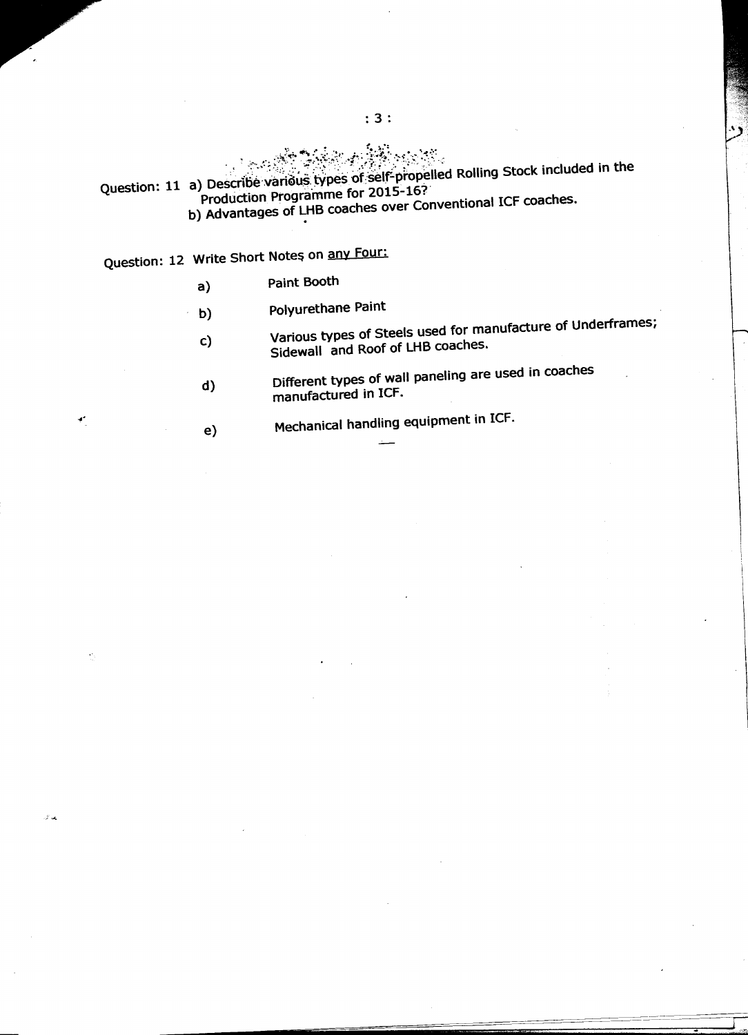Question: 11 a) Describe various types of self-propelled Rolling Stock included in the Production Programme for 2015-16?

b) Advantages of LHB coaches over Conventional ICF coaches.

Question: 12 Write Short Notes on <u>any Four:</u>

a) Paint Booth

b) Polyurethane Paint

c) Various types of Steels used for manufacture of Underframes; Sidewall and Roof of LHB coaches.

d) Different types of wall paneling are used in coaches manufactured in ICF.

e) Mechanical handling equipment in ICF.